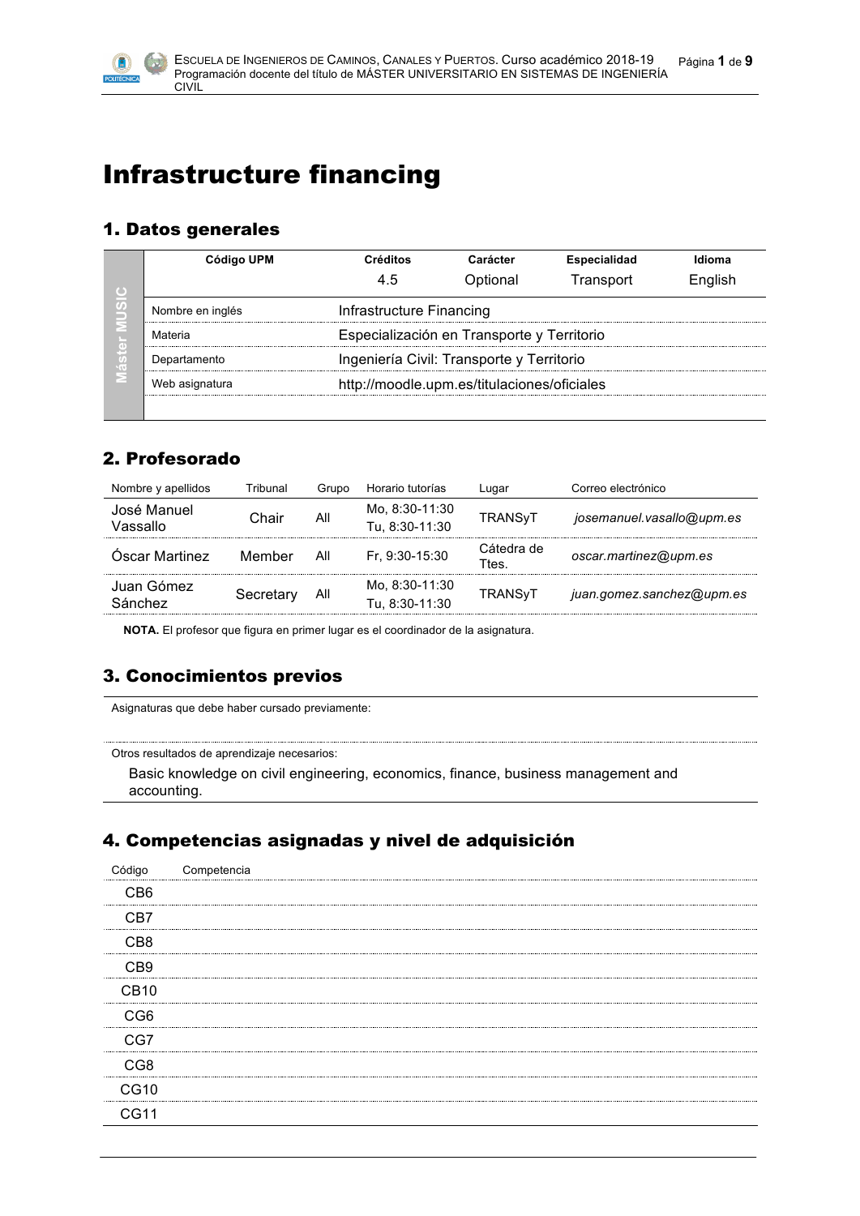# Infrastructure financing

## 1. Datos generales

| Máster MUSIC | Código UPM | Créditos | Carácter | Especialidad | Idioma |
|---|---|---|---|---|---|
| | | 4.5 | Optional | Transport | English |
| | Nombre en inglés | Infrastructure Financing | | | |
| | Materia | Especialización en Transporte y Territorio | | | |
| | Departamento | Ingeniería Civil: Transporte y Territorio | | | |
| | Web asignatura | http://moodle.upm.es/titulaciones/oficiales | | | |

## 2. Profesorado

| Nombre y apellidos | Tribunal | Grupo | Horario tutorías | Lugar | Correo electrónico |
|---|---|---|---|---|---|
| José Manuel Vassallo | Chair | All | Mo, 8:30-11:30<br>Tu, 8:30-11:30 | TRANSyT | *josemanuel.vasallo@upm.es* |
| Óscar Martinez | Member | All | Fr, 9:30-15:30 | Cátedra de Ttes. | *oscar.martinez@upm.es* |
| Juan Gómez Sánchez | Secretary | All | Mo, 8:30-11:30<br>Tu, 8:30-11:30 | TRANSyT | *juan.gomez.sanchez@upm.es* |

**NOTA.** El profesor que figura en primer lugar es el coordinador de la asignatura.

## 3. Conocimientos previos

Asignaturas que debe haber cursado previamente:

Otros resultados de aprendizaje necesarios:

Basic knowledge on civil engineering, economics, finance, business management and accounting.

## 4. Competencias asignadas y nivel de adquisición

| Código | Competencia |
|---|---|
| CB6 | |
| CB7 | |
| CB8 | |
| CB9 | |
| CB10 | |
| CG6 | |
| CG7 | |
| CG8 | |
| CG10 | |
| CG11 | |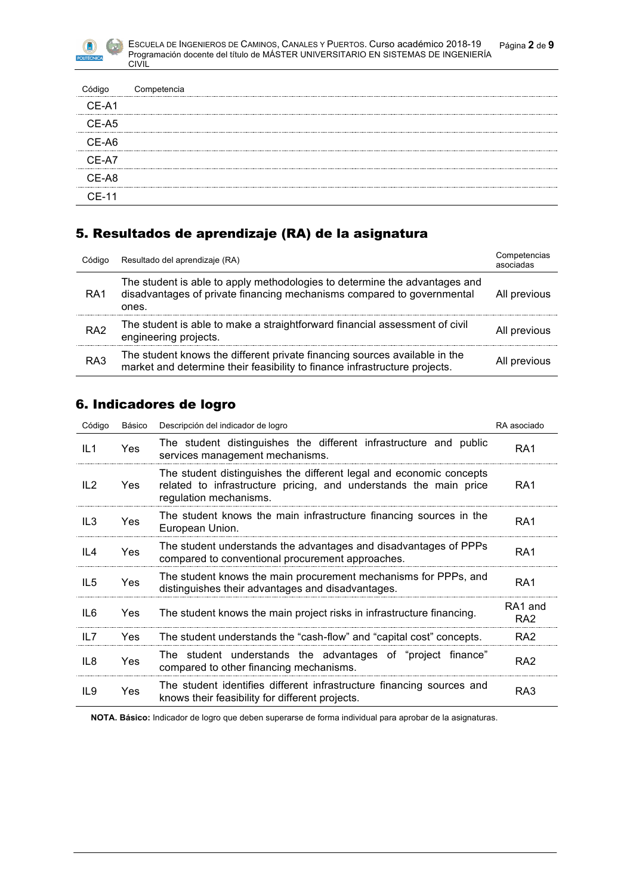| Código | Competencia |
|---|---|
| CE-A1 | |
| CE-A5 | |
| CE-A6 | |
| CE-A7 | |
| CE-A8 | |
| CE-11 | |

## 5. Resultados de aprendizaje (RA) de la asignatura

| Código | Resultado del aprendizaje (RA) | Competencias asociadas |
|---|---|---|
| RA1 | The student is able to apply methodologies to determine the advantages and disadvantages of private financing mechanisms compared to governmental ones. | All previous |
| RA2 | The student is able to make a straightforward financial assessment of civil engineering projects. | All previous |
| RA3 | The student knows the different private financing sources available in the market and determine their feasibility to finance infrastructure projects. | All previous |

## 6. Indicadores de logro

| Código | Básico | Descripción del indicador de logro | RA asociado |
|---|---|---|---|
| IL1 | Yes | The student distinguishes the different infrastructure and public services management mechanisms. | RA1 |
| IL2 | Yes | The student distinguishes the different legal and economic concepts related to infrastructure pricing, and understands the main price regulation mechanisms. | RA1 |
| IL3 | Yes | The student knows the main infrastructure financing sources in the European Union. | RA1 |
| IL4 | Yes | The student understands the advantages and disadvantages of PPPs compared to conventional procurement approaches. | RA1 |
| IL5 | Yes | The student knows the main procurement mechanisms for PPPs, and distinguishes their advantages and disadvantages. | RA1 |
| IL6 | Yes | The student knows the main project risks in infrastructure financing. | RA1 and RA2 |
| IL7 | Yes | The student understands the "cash-flow" and "capital cost" concepts. | RA2 |
| IL8 | Yes | The student understands the advantages of "project finance" compared to other financing mechanisms. | RA2 |
| IL9 | Yes | The student identifies different infrastructure financing sources and knows their feasibility for different projects. | RA3 |

**NOTA. Básico:** Indicador de logro que deben superarse de forma individual para aprobar de la asignaturas.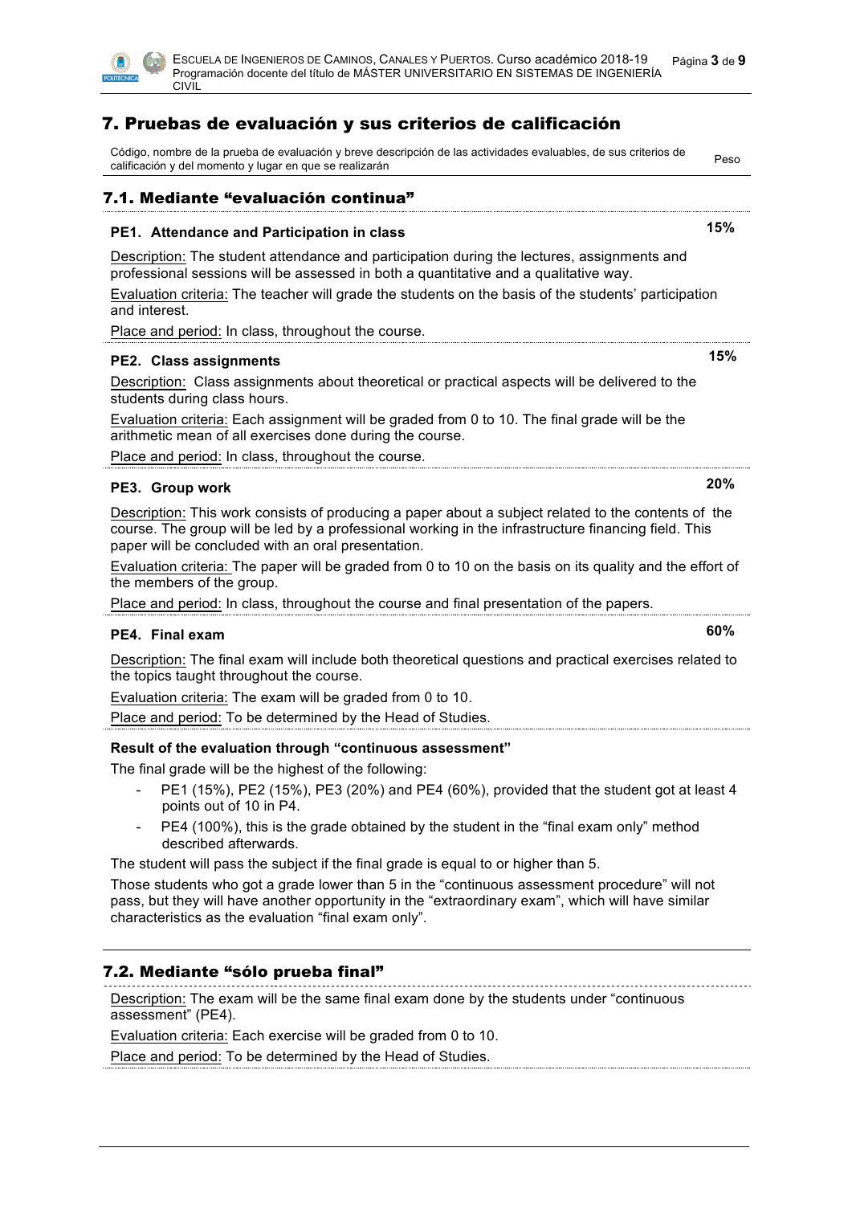# 7. Pruebas de evaluación y sus criterios de calificación

| Código, nombre de la prueba de evaluación y breve descripción de las actividades evaluables, de sus criterios de calificación y del momento y lugar en que se realizarán | Peso |
|---|---|

## 7.1. Mediante "evaluación continua"

### PE1. Attendance and Participation in class — 15%

Description: The student attendance and participation during the lectures, assignments and professional sessions will be assessed in both a quantitative and a qualitative way.

Evaluation criteria: The teacher will grade the students on the basis of the students' participation and interest.

Place and period: In class, throughout the course.

### PE2. Class assignments — 15%

Description: Class assignments about theoretical or practical aspects will be delivered to the students during class hours.

Evaluation criteria: Each assignment will be graded from 0 to 10. The final grade will be the arithmetic mean of all exercises done during the course.

Place and period: In class, throughout the course.

### PE3. Group work — 20%

Description: This work consists of producing a paper about a subject related to the contents of the course. The group will be led by a professional working in the infrastructure financing field. This paper will be concluded with an oral presentation.

Evaluation criteria: The paper will be graded from 0 to 10 on the basis on its quality and the effort of the members of the group.

Place and period: In class, throughout the course and final presentation of the papers.

### PE4. Final exam — 60%

Description: The final exam will include both theoretical questions and practical exercises related to the topics taught throughout the course.

Evaluation criteria: The exam will be graded from 0 to 10.

Place and period: To be determined by the Head of Studies.

**Result of the evaluation through "continuous assessment"**

The final grade will be the highest of the following:

- PE1 (15%), PE2 (15%), PE3 (20%) and PE4 (60%), provided that the student got at least 4 points out of 10 in P4.
- PE4 (100%), this is the grade obtained by the student in the "final exam only" method described afterwards.

The student will pass the subject if the final grade is equal to or higher than 5.

Those students who got a grade lower than 5 in the "continuous assessment procedure" will not pass, but they will have another opportunity in the "extraordinary exam", which will have similar characteristics as the evaluation "final exam only".

## 7.2. Mediante "sólo prueba final"

Description: The exam will be the same final exam done by the students under "continuous assessment" (PE4).

Evaluation criteria: Each exercise will be graded from 0 to 10.

Place and period: To be determined by the Head of Studies.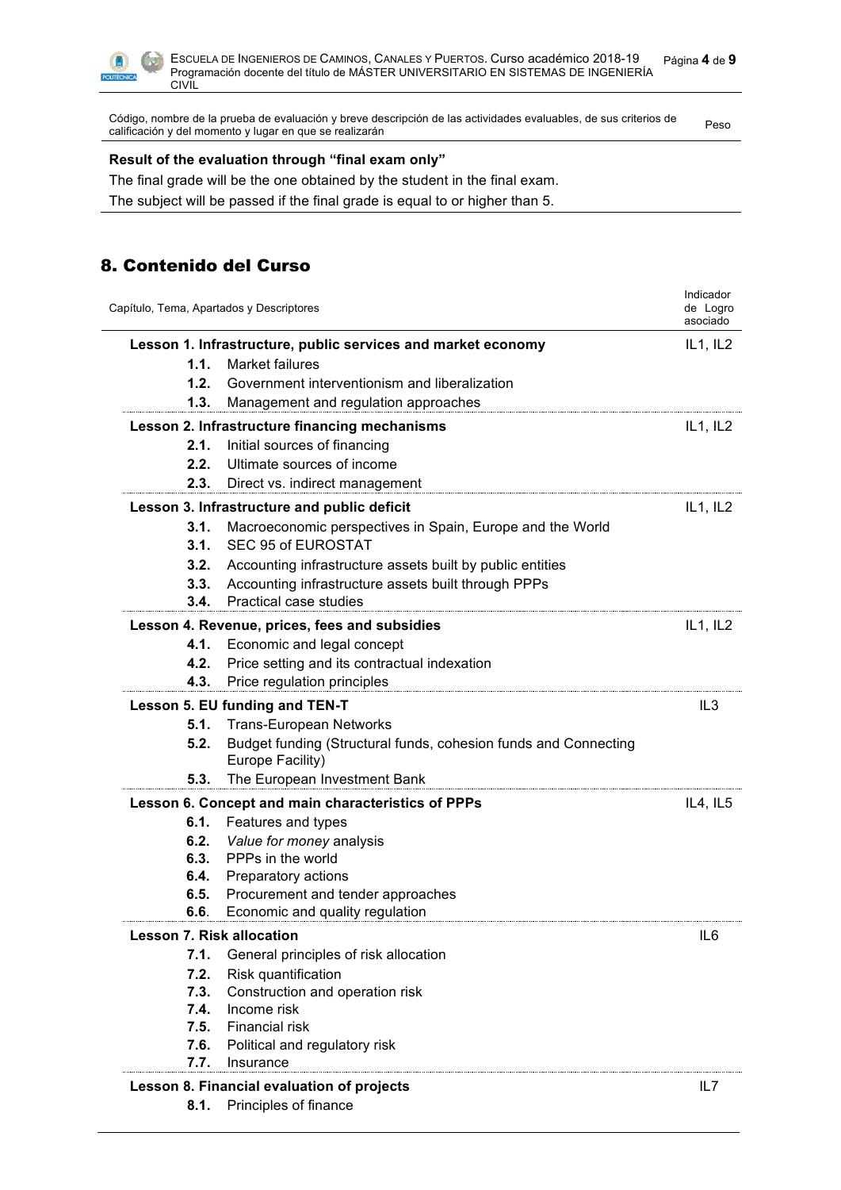| Código, nombre de la prueba de evaluación y breve descripción de las actividades evaluables, de sus criterios de calificación y del momento y lugar en que se realizarán | Peso |
| --- | --- |
| **Result of the evaluation through "final exam only"**<br>The final grade will be the one obtained by the student in the final exam.<br>The subject will be passed if the final grade is equal to or higher than 5. | |

## 8. Contenido del Curso

| Capítulo, Tema, Apartados y Descriptores | Indicador de Logro asociado |
| --- | --- |
| **Lesson 1. Infrastructure, public services and market economy**<br>**1.1.** Market failures<br>**1.2.** Government interventionism and liberalization<br>**1.3.** Management and regulation approaches | IL1, IL2 |
| **Lesson 2. Infrastructure financing mechanisms**<br>**2.1.** Initial sources of financing<br>**2.2.** Ultimate sources of income<br>**2.3.** Direct vs. indirect management | IL1, IL2 |
| **Lesson 3. Infrastructure and public deficit**<br>**3.1.** Macroeconomic perspectives in Spain, Europe and the World<br>**3.1.** SEC 95 of EUROSTAT<br>**3.2.** Accounting infrastructure assets built by public entities<br>**3.3.** Accounting infrastructure assets built through PPPs<br>**3.4.** Practical case studies | IL1, IL2 |
| **Lesson 4. Revenue, prices, fees and subsidies**<br>**4.1.** Economic and legal concept<br>**4.2.** Price setting and its contractual indexation<br>**4.3.** Price regulation principles | IL1, IL2 |
| **Lesson 5. EU funding and TEN-T**<br>**5.1.** Trans-European Networks<br>**5.2.** Budget funding (Structural funds, cohesion funds and Connecting Europe Facility)<br>**5.3.** The European Investment Bank | IL3 |
| **Lesson 6. Concept and main characteristics of PPPs**<br>**6.1.** Features and types<br>**6.2.** *Value for money* analysis<br>**6.3.** PPPs in the world<br>**6.4.** Preparatory actions<br>**6.5.** Procurement and tender approaches<br>**6.6**. Economic and quality regulation | IL4, IL5 |
| **Lesson 7. Risk allocation**<br>**7.1.** General principles of risk allocation<br>**7.2.** Risk quantification<br>**7.3.** Construction and operation risk<br>**7.4.** Income risk<br>**7.5.** Financial risk<br>**7.6.** Political and regulatory risk<br>**7.7.** Insurance | IL6 |
| **Lesson 8. Financial evaluation of projects**<br>**8.1.** Principles of finance | IL7 |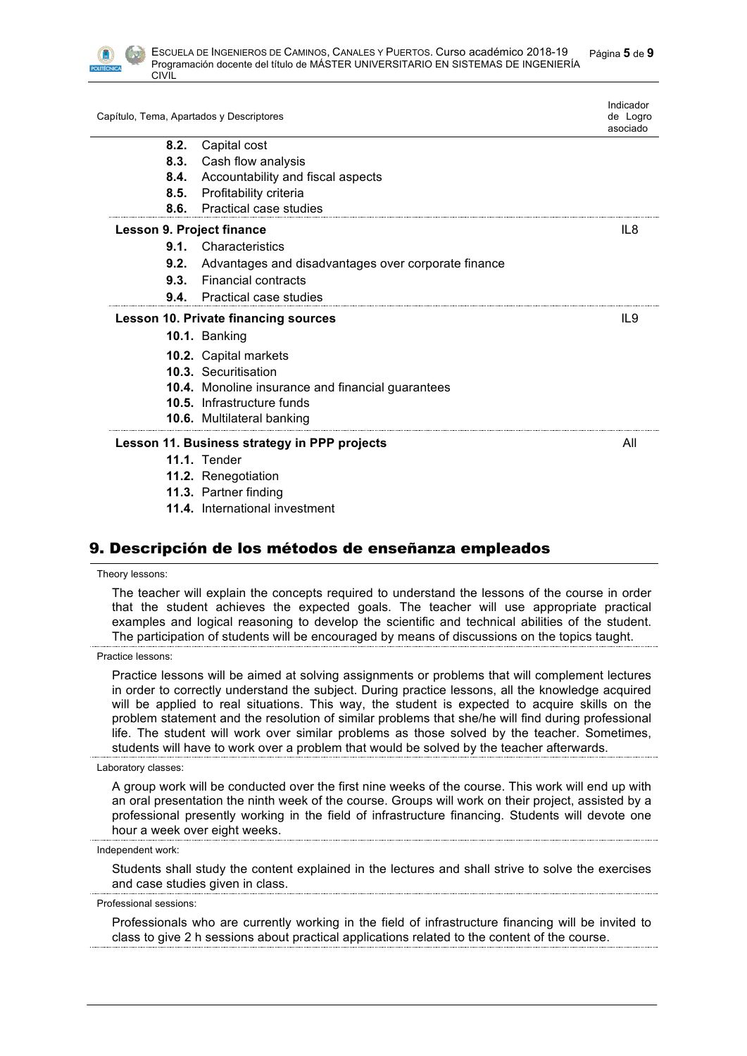| Capítulo, Tema, Apartados y Descriptores | Indicador de Logro asociado |
| --- | --- |
| **8.2.** Capital cost | |
| **8.3.** Cash flow analysis | |
| **8.4.** Accountability and fiscal aspects | |
| **8.5.** Profitability criteria | |
| **8.6.** Practical case studies | |
| **Lesson 9. Project finance** | IL8 |
| **9.1.** Characteristics | |
| **9.2.** Advantages and disadvantages over corporate finance | |
| **9.3.** Financial contracts | |
| **9.4.** Practical case studies | |
| **Lesson 10. Private financing sources** | IL9 |
| **10.1.** Banking | |
| **10.2.** Capital markets | |
| **10.3.** Securitisation | |
| **10.4.** Monoline insurance and financial guarantees | |
| **10.5.** Infrastructure funds | |
| **10.6.** Multilateral banking | |
| **Lesson 11. Business strategy in PPP projects** | All |
| **11.1.** Tender | |
| **11.2.** Renegotiation | |
| **11.3.** Partner finding | |
| **11.4.** International investment | |

## 9. Descripción de los métodos de enseñanza empleados

Theory lessons:

The teacher will explain the concepts required to understand the lessons of the course in order that the student achieves the expected goals. The teacher will use appropriate practical examples and logical reasoning to develop the scientific and technical abilities of the student. The participation of students will be encouraged by means of discussions on the topics taught.

Practice lessons:

Practice lessons will be aimed at solving assignments or problems that will complement lectures in order to correctly understand the subject. During practice lessons, all the knowledge acquired will be applied to real situations. This way, the student is expected to acquire skills on the problem statement and the resolution of similar problems that she/he will find during professional life. The student will work over similar problems as those solved by the teacher. Sometimes, students will have to work over a problem that would be solved by the teacher afterwards.

Laboratory classes:

A group work will be conducted over the first nine weeks of the course. This work will end up with an oral presentation the ninth week of the course. Groups will work on their project, assisted by a professional presently working in the field of infrastructure financing. Students will devote one hour a week over eight weeks.

Independent work:

Students shall study the content explained in the lectures and shall strive to solve the exercises and case studies given in class.

Professional sessions:

Professionals who are currently working in the field of infrastructure financing will be invited to class to give 2 h sessions about practical applications related to the content of the course.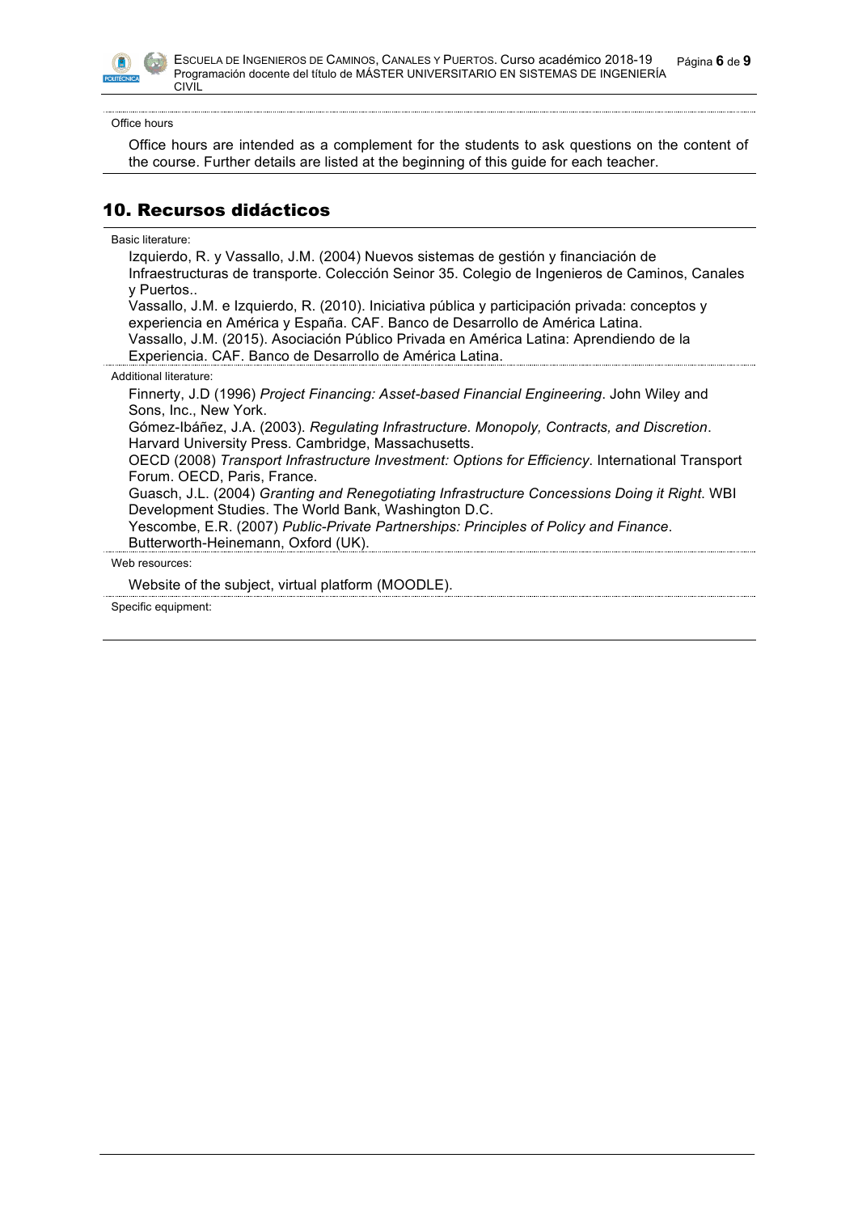Office hours

Office hours are intended as a complement for the students to ask questions on the content of the course. Further details are listed at the beginning of this guide for each teacher.

## 10. Recursos didácticos

Basic literature:

Izquierdo, R. y Vassallo, J.M. (2004) Nuevos sistemas de gestión y financiación de Infraestructuras de transporte. Colección Seinor 35. Colegio de Ingenieros de Caminos, Canales y Puertos..
Vassallo, J.M. e Izquierdo, R. (2010). Iniciativa pública y participación privada: conceptos y experiencia en América y España. CAF. Banco de Desarrollo de América Latina.
Vassallo, J.M. (2015). Asociación Público Privada en América Latina: Aprendiendo de la Experiencia. CAF. Banco de Desarrollo de América Latina.

Additional literature:

Finnerty, J.D (1996) *Project Financing: Asset-based Financial Engineering*. John Wiley and Sons, Inc., New York.
Gómez-Ibáñez, J.A. (2003). *Regulating Infrastructure. Monopoly, Contracts, and Discretion*. Harvard University Press. Cambridge, Massachusetts.
OECD (2008) *Transport Infrastructure Investment: Options for Efficiency*. International Transport Forum. OECD, Paris, France.
Guasch, J.L. (2004) *Granting and Renegotiating Infrastructure Concessions Doing it Right.* WBI Development Studies. The World Bank, Washington D.C.
Yescombe, E.R. (2007) *Public-Private Partnerships: Principles of Policy and Finance*. Butterworth-Heinemann, Oxford (UK).

Web resources:

Website of the subject, virtual platform (MOODLE).

Specific equipment: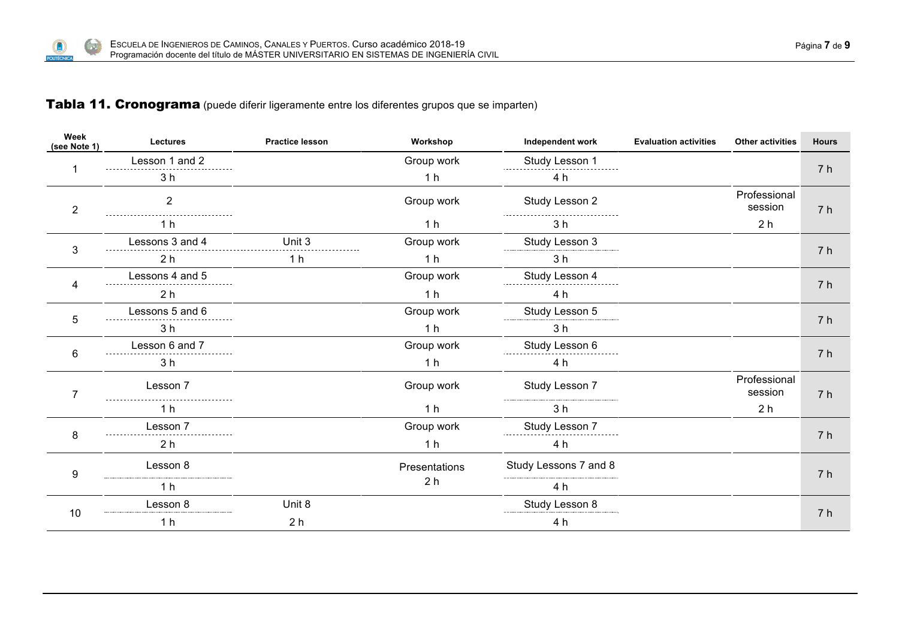**Tabla 11. Cronograma** (puede diferir ligeramente entre los diferentes grupos que se imparten)

| Week (see Note 1) | Lectures | Practice lesson | Workshop | Independent work | Evaluation activities | Other activities | Hours |
|---|---|---|---|---|---|---|---|
| 1 | Lesson 1 and 2<br>3 h | | Group work<br>1 h | Study Lesson 1<br>4 h | | | 7 h |
| 2 | 2<br>1 h | | Group work<br>1 h | Study Lesson 2<br>3 h | | Professional session<br>2 h | 7 h |
| 3 | Lessons 3 and 4<br>2 h | Unit 3<br>1 h | Group work<br>1 h | Study Lesson 3<br>3 h | | | 7 h |
| 4 | Lessons 4 and 5<br>2 h | | Group work<br>1 h | Study Lesson 4<br>4 h | | | 7 h |
| 5 | Lessons 5 and 6<br>3 h | | Group work<br>1 h | Study Lesson 5<br>3 h | | | 7 h |
| 6 | Lesson 6 and 7<br>3 h | | Group work<br>1 h | Study Lesson 6<br>4 h | | | 7 h |
| 7 | Lesson 7<br>1 h | | Group work<br>1 h | Study Lesson 7<br>3 h | | Professional session<br>2 h | 7 h |
| 8 | Lesson 7<br>2 h | | Group work<br>1 h | Study Lesson 7<br>4 h | | | 7 h |
| 9 | Lesson 8<br>1 h | | Presentations<br>2 h | Study Lessons 7 and 8<br>4 h | | | 7 h |
| 10 | Lesson 8<br>1 h | Unit 8<br>2 h | | Study Lesson 8<br>4 h | | | 7 h |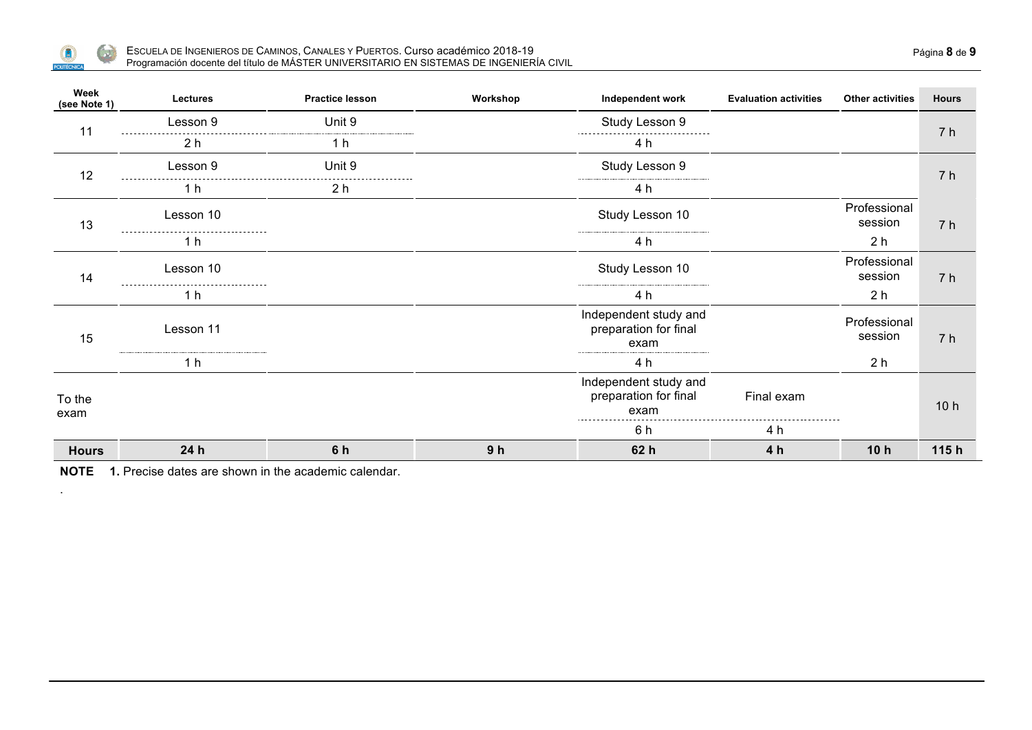| Week (see Note 1) | Lectures | Practice lesson | Workshop | Independent work | Evaluation activities | Other activities | Hours |
|---|---|---|---|---|---|---|---|
| 11 | Lesson 9<br>2 h | Unit 9<br>1 h | | Study Lesson 9<br>4 h | | | 7 h |
| 12 | Lesson 9<br>1 h | Unit 9<br>2 h | | Study Lesson 9<br>4 h | | | 7 h |
| 13 | Lesson 10<br>1 h | | | Study Lesson 10<br>4 h | | Professional session<br>2 h | 7 h |
| 14 | Lesson 10<br>1 h | | | Study Lesson 10<br>4 h | | Professional session<br>2 h | 7 h |
| 15 | Lesson 11<br>1 h | | | Independent study and preparation for final exam<br>4 h | | Professional session<br>2 h | 7 h |
| To the exam | | | | Independent study and preparation for final exam<br>6 h | Final exam<br>4 h | | 10 h |
| **Hours** | **24 h** | **6 h** | **9 h** | **62 h** | **4 h** | **10 h** | **115 h** |

**NOTE** **1.** Precise dates are shown in the academic calendar.